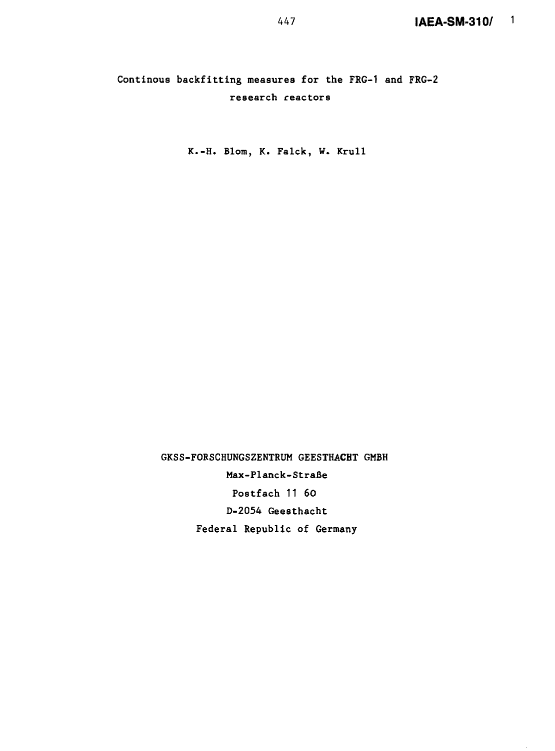# Continous backfitting measures for the FRG-1 and FRG-2 research reactors

K.-H. Blom, K. Falck, W. Krull

GKSS-FORSCHUNGSZENTRUM GEESTHACHT GMBH
Max-Planck-Straße
Postfach 11 60
D-2054 Geesthacht
Federal Republic of Germany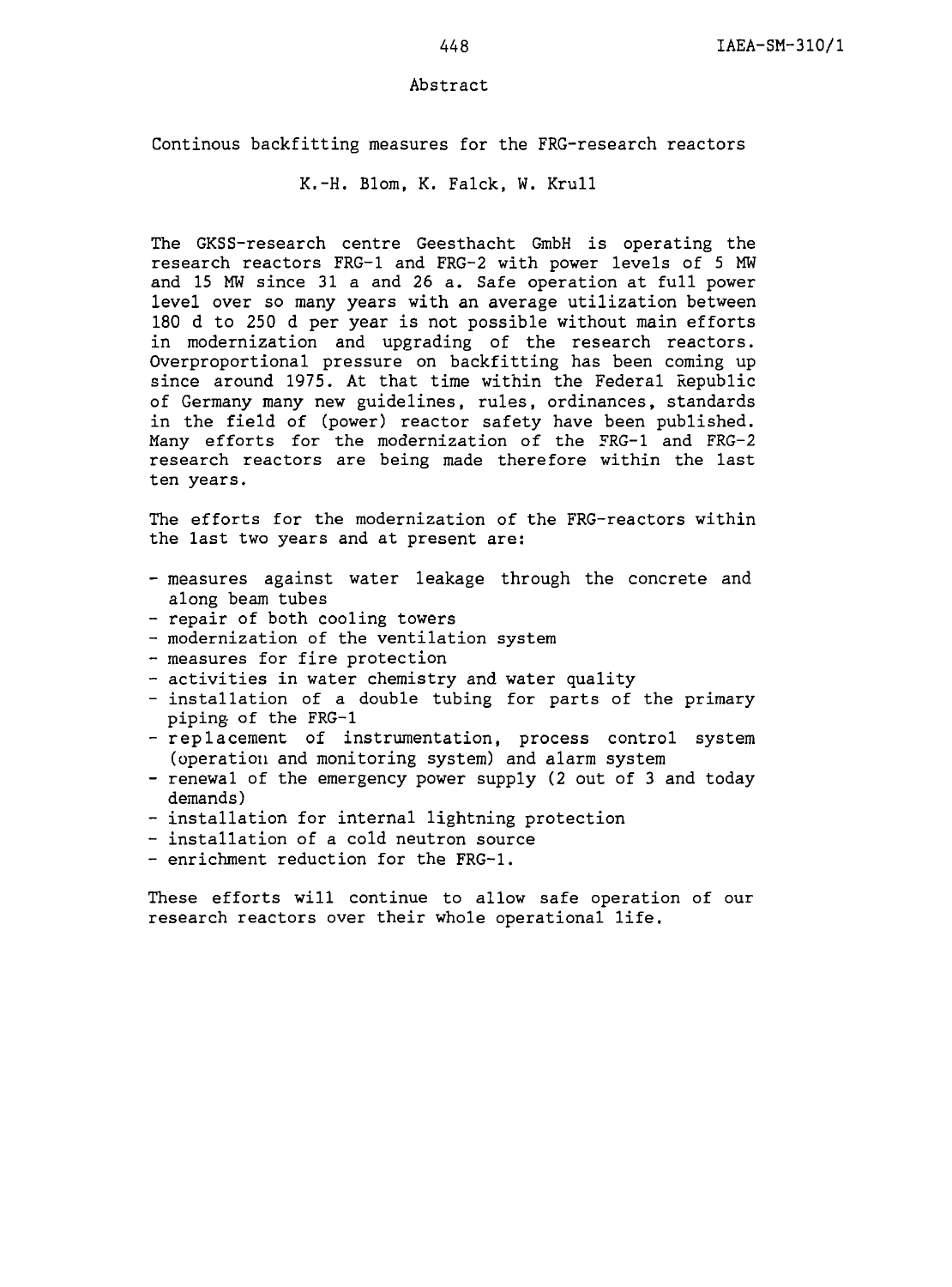## Abstract

### Continous backfitting measures for the FRG-research reactors

K.-H. Blom, K. Falck, W. Krull

The GKSS-research centre Geesthacht GmbH is operating the research reactors FRG-1 and FRG-2 with power levels of 5 MW and 15 MW since 31 a and 26 a. Safe operation at full power level over so many years with an average utilization between 180 d to 250 d per year is not possible without main efforts in modernization and upgrading of the research reactors. Overproportional pressure on backfitting has been coming up since around 1975. At that time within the Federal Republic of Germany many new guidelines, rules, ordinances, standards in the field of (power) reactor safety have been published. Many efforts for the modernization of the FRG-1 and FRG-2 research reactors are being made therefore within the last ten years.

The efforts for the modernization of the FRG-reactors within the last two years and at present are:

- measures against water leakage through the concrete and along beam tubes
- repair of both cooling towers
- modernization of the ventilation system
- measures for fire protection
- activities in water chemistry and water quality
- installation of a double tubing for parts of the primary piping of the FRG-1
- replacement of instrumentation, process control system (operation and monitoring system) and alarm system
- renewal of the emergency power supply (2 out of 3 and today demands)
- installation for internal lightning protection
- installation of a cold neutron source
- enrichment reduction for the FRG-1.

These efforts will continue to allow safe operation of our research reactors over their whole operational life.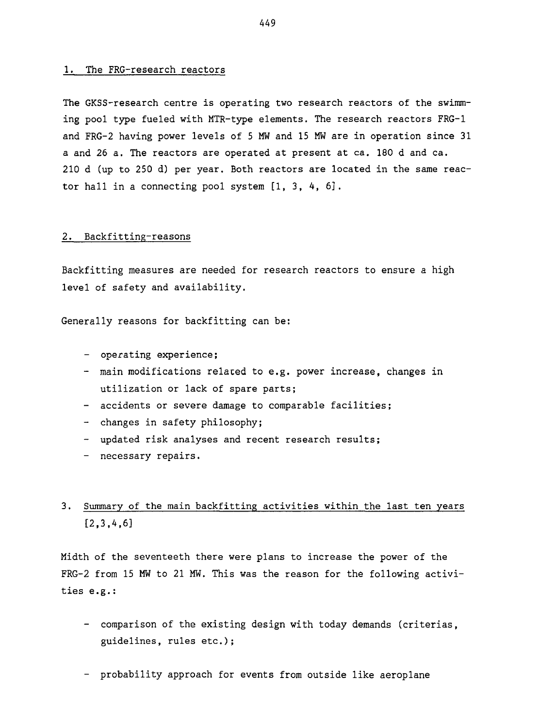## 1. The FRG-research reactors

The GKSS-research centre is operating two research reactors of the swimming pool type fueled with MTR-type elements. The research reactors FRG-1 and FRG-2 having power levels of 5 MW and 15 MW are in operation since 31 a and 26 a. The reactors are operated at present at ca. 180 d and ca. 210 d (up to 250 d) per year. Both reactors are located in the same reactor hall in a connecting pool system [1, 3, 4, 6].

## 2. Backfitting-reasons

Backfitting measures are needed for research reactors to ensure a high level of safety and availability.

Generally reasons for backfitting can be:

- operating experience;
- main modifications related to e.g. power increase, changes in utilization or lack of spare parts;
- accidents or severe damage to comparable facilities;
- changes in safety philosophy;
- updated risk analyses and recent research results;
- necessary repairs.

## 3. Summary of the main backfitting activities within the last ten years [2,3,4,6]

Midth of the seventeeth there were plans to increase the power of the FRG-2 from 15 MW to 21 MW. This was the reason for the following activities e.g.:

- comparison of the existing design with today demands (criterias, guidelines, rules etc.);
- probability approach for events from outside like aeroplane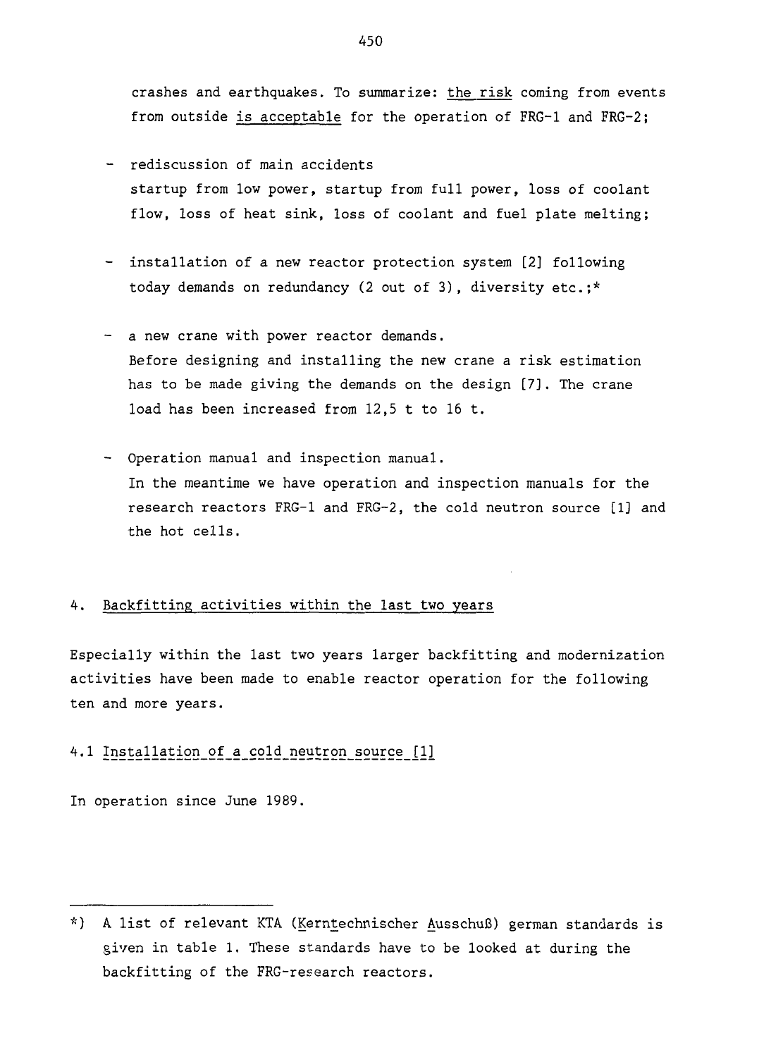crashes and earthquakes. To summarize: the risk coming from events from outside is acceptable for the operation of FRG-1 and FRG-2;

- rediscussion of main accidents
  startup from low power, startup from full power, loss of coolant flow, loss of heat sink, loss of coolant and fuel plate melting;

- installation of a new reactor protection system [2] following today demands on redundancy (2 out of 3), diversity etc.;*

- a new crane with power reactor demands.
  Before designing and installing the new crane a risk estimation has to be made giving the demands on the design [7]. The crane load has been increased from 12,5 t to 16 t.

- Operation manual and inspection manual.
  In the meantime we have operation and inspection manuals for the research reactors FRG-1 and FRG-2, the cold neutron source [1] and the hot cells.

## 4. Backfitting activities within the last two years

Especially within the last two years larger backfitting and modernization activities have been made to enable reactor operation for the following ten and more years.

### 4.1 Installation of a cold neutron source [1]

In operation since June 1989.

---

*) A list of relevant KTA (Kerntechnischer Ausschuß) german standards is given in table 1. These standards have to be looked at during the backfitting of the FRG-research reactors.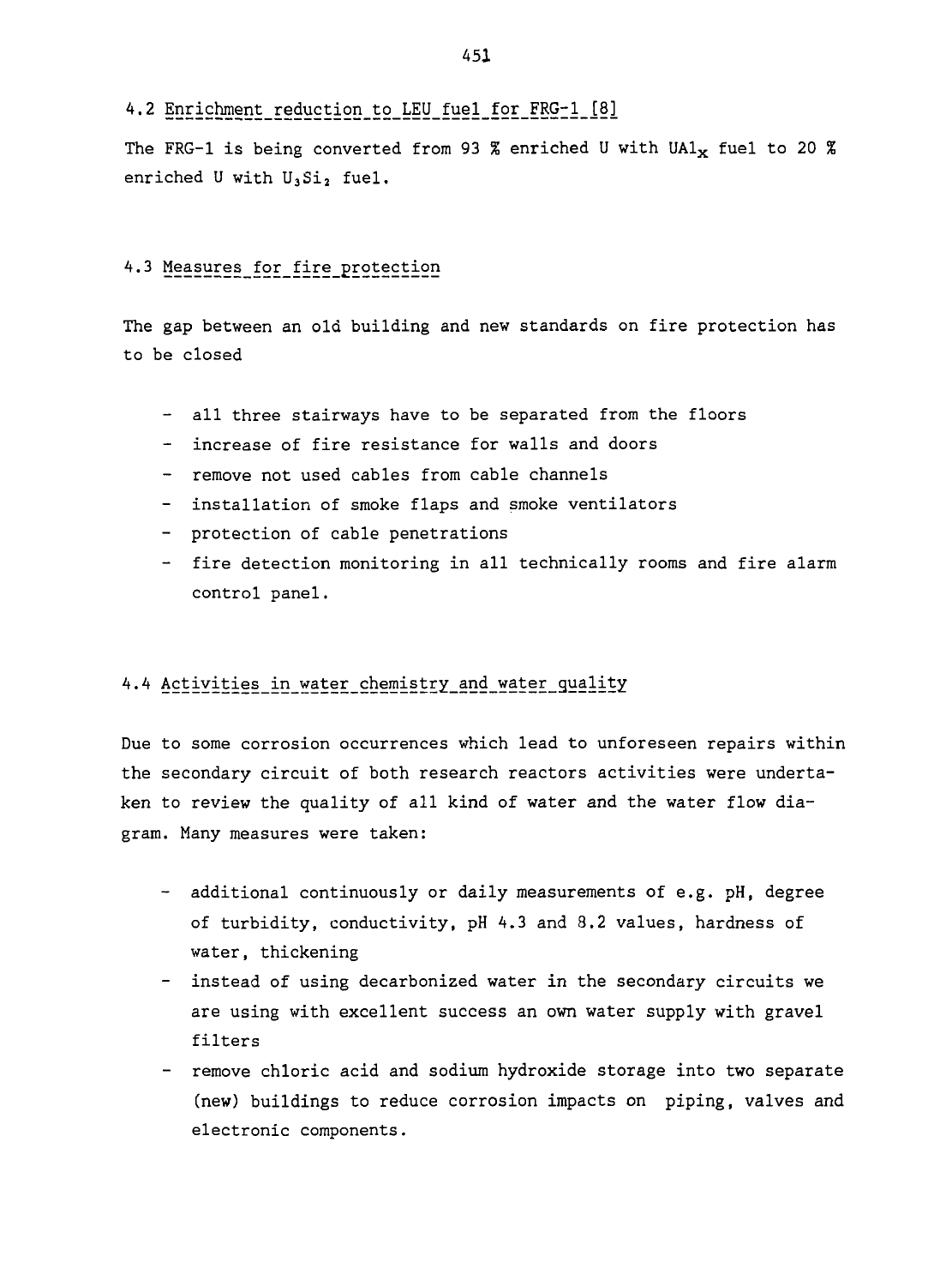### 4.2 Enrichment reduction to LEU fuel for FRG-1 [8]

The FRG-1 is being converted from 93 % enriched U with $UAl_x$ fuel to 20 % enriched U with $U_3Si_2$ fuel.

### 4.3 Measures for fire protection

The gap between an old building and new standards on fire protection has to be closed

- all three stairways have to be separated from the floors
- increase of fire resistance for walls and doors
- remove not used cables from cable channels
- installation of smoke flaps and smoke ventilators
- protection of cable penetrations
- fire detection monitoring in all technically rooms and fire alarm control panel.

### 4.4 Activities in water chemistry and water quality

Due to some corrosion occurrences which lead to unforeseen repairs within the secondary circuit of both research reactors activities were undertaken to review the quality of all kind of water and the water flow diagram. Many measures were taken:

- additional continuously or daily measurements of e.g. pH, degree of turbidity, conductivity, pH 4.3 and 8.2 values, hardness of water, thickening
- instead of using decarbonized water in the secondary circuits we are using with excellent success an own water supply with gravel filters
- remove chloric acid and sodium hydroxide storage into two separate (new) buildings to reduce corrosion impacts on piping, valves and electronic components.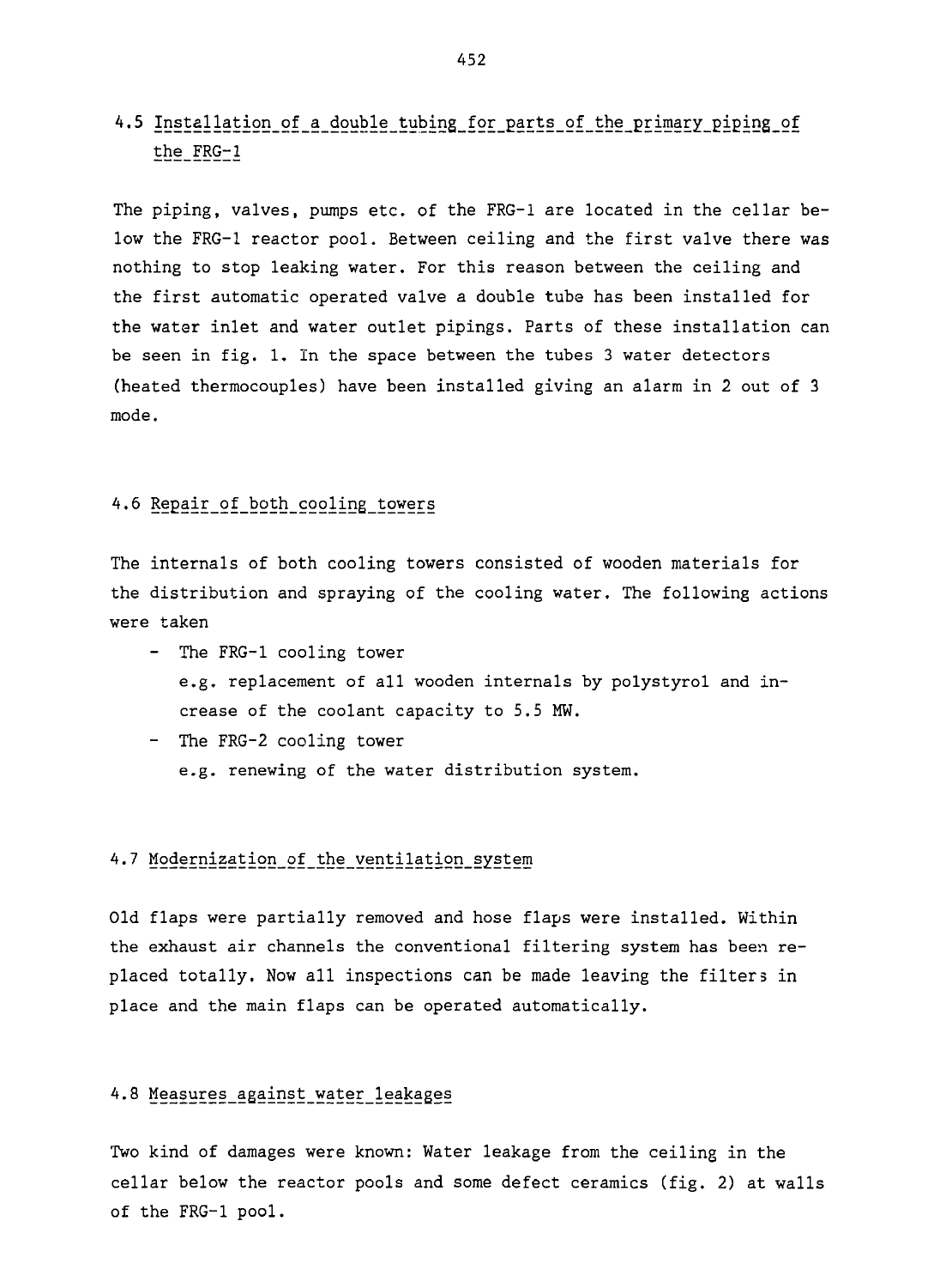## 4.5 Installation of a double tubing for parts of the primary piping of the FRG-1

The piping, valves, pumps etc. of the FRG-1 are located in the cellar below the FRG-1 reactor pool. Between ceiling and the first valve there was nothing to stop leaking water. For this reason between the ceiling and the first automatic operated valve a double tube has been installed for the water inlet and water outlet pipings. Parts of these installation can be seen in fig. 1. In the space between the tubes 3 water detectors (heated thermocouples) have been installed giving an alarm in 2 out of 3 mode.

## 4.6 Repair of both cooling towers

The internals of both cooling towers consisted of wooden materials for the distribution and spraying of the cooling water. The following actions were taken

- The FRG-1 cooling tower
  e.g. replacement of all wooden internals by polystyrol and increase of the coolant capacity to 5.5 MW.
- The FRG-2 cooling tower
  e.g. renewing of the water distribution system.

## 4.7 Modernization of the ventilation system

Old flaps were partially removed and hose flaps were installed. Within the exhaust air channels the conventional filtering system has been replaced totally. Now all inspections can be made leaving the filters in place and the main flaps can be operated automatically.

## 4.8 Measures against water leakages

Two kind of damages were known: Water leakage from the ceiling in the cellar below the reactor pools and some defect ceramics (fig. 2) at walls of the FRG-1 pool.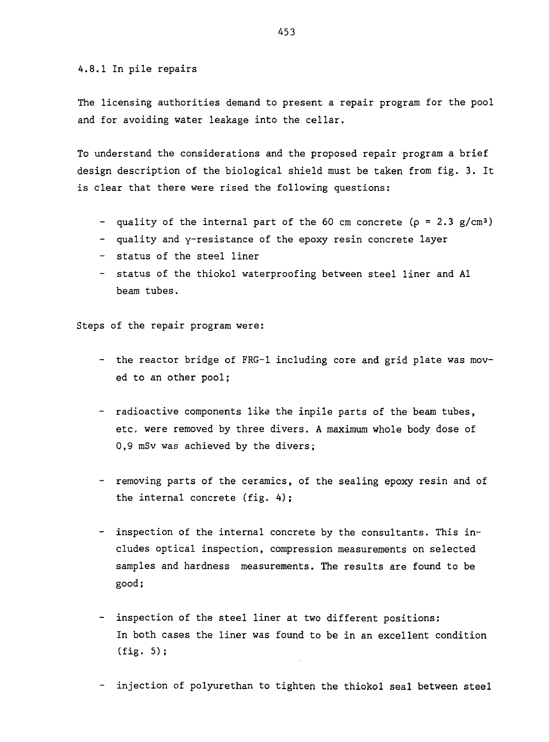### 4.8.1 In pile repairs

The licensing authorities demand to present a repair program for the pool and for avoiding water leakage into the cellar.

To understand the considerations and the proposed repair program a brief design description of the biological shield must be taken from fig. 3. It is clear that there were rised the following questions:

- quality of the internal part of the 60 cm concrete ($\rho$ = 2.3 g/cm$^3$)
- quality and $\gamma$-resistance of the epoxy resin concrete layer
- status of the steel liner
- status of the thiokol waterproofing between steel liner and Al beam tubes.

Steps of the repair program were:

- the reactor bridge of FRG-1 including core and grid plate was moved to an other pool;
- radioactive components like the inpile parts of the beam tubes, etc. were removed by three divers. A maximum whole body dose of 0,9 mSv was achieved by the divers;
- removing parts of the ceramics, of the sealing epoxy resin and of the internal concrete (fig. 4);
- inspection of the internal concrete by the consultants. This includes optical inspection, compression measurements on selected samples and hardness measurements. The results are found to be good;
- inspection of the steel liner at two different positions: In both cases the liner was found to be in an excellent condition (fig. 5);
- injection of polyurethan to tighten the thiokol seal between steel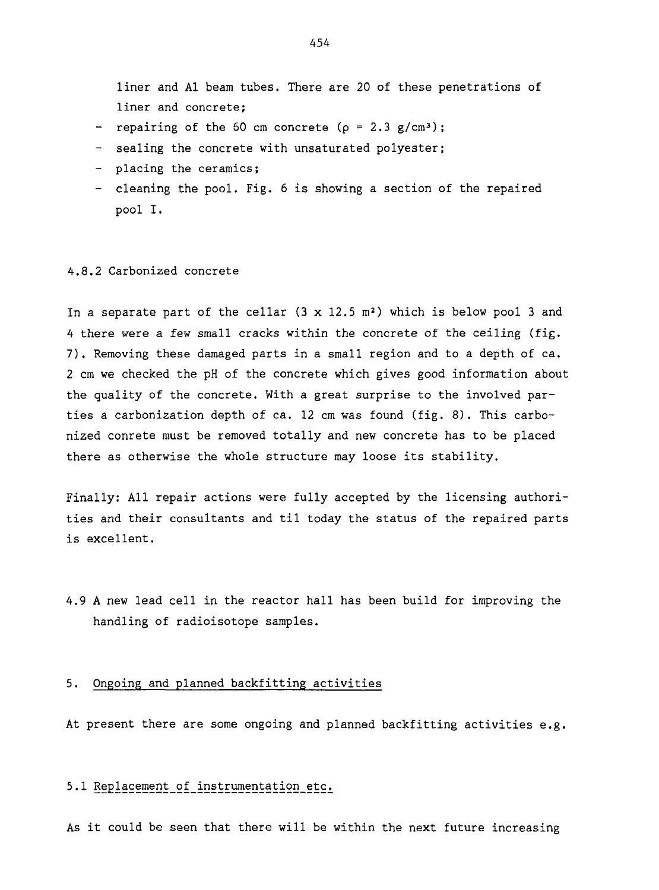liner and Al beam tubes. There are 20 of these penetrations of liner and concrete;

- repairing of the 60 cm concrete ($\rho = 2.3$ g/cm³);
- sealing the concrete with unsaturated polyester;
- placing the ceramics;
- cleaning the pool. Fig. 6 is showing a section of the repaired pool I.

4.8.2 Carbonized concrete

In a separate part of the cellar (3 x 12.5 m²) which is below pool 3 and 4 there were a few small cracks within the concrete of the ceiling (fig. 7). Removing these damaged parts in a small region and to a depth of ca. 2 cm we checked the pH of the concrete which gives good information about the quality of the concrete. With a great surprise to the involved parties a carbonization depth of ca. 12 cm was found (fig. 8). This carbonized conrete must be removed totally and new concrete has to be placed there as otherwise the whole structure may loose its stability.

Finally: All repair actions were fully accepted by the licensing authorities and their consultants and til today the status of the repaired parts is excellent.

4.9 A new lead cell in the reactor hall has been build for improving the handling of radioisotope samples.

## 5. Ongoing and planned backfitting activities

At present there are some ongoing and planned backfitting activities e.g.

### 5.1 Replacement of instrumentation etc.

As it could be seen that there will be within the next future increasing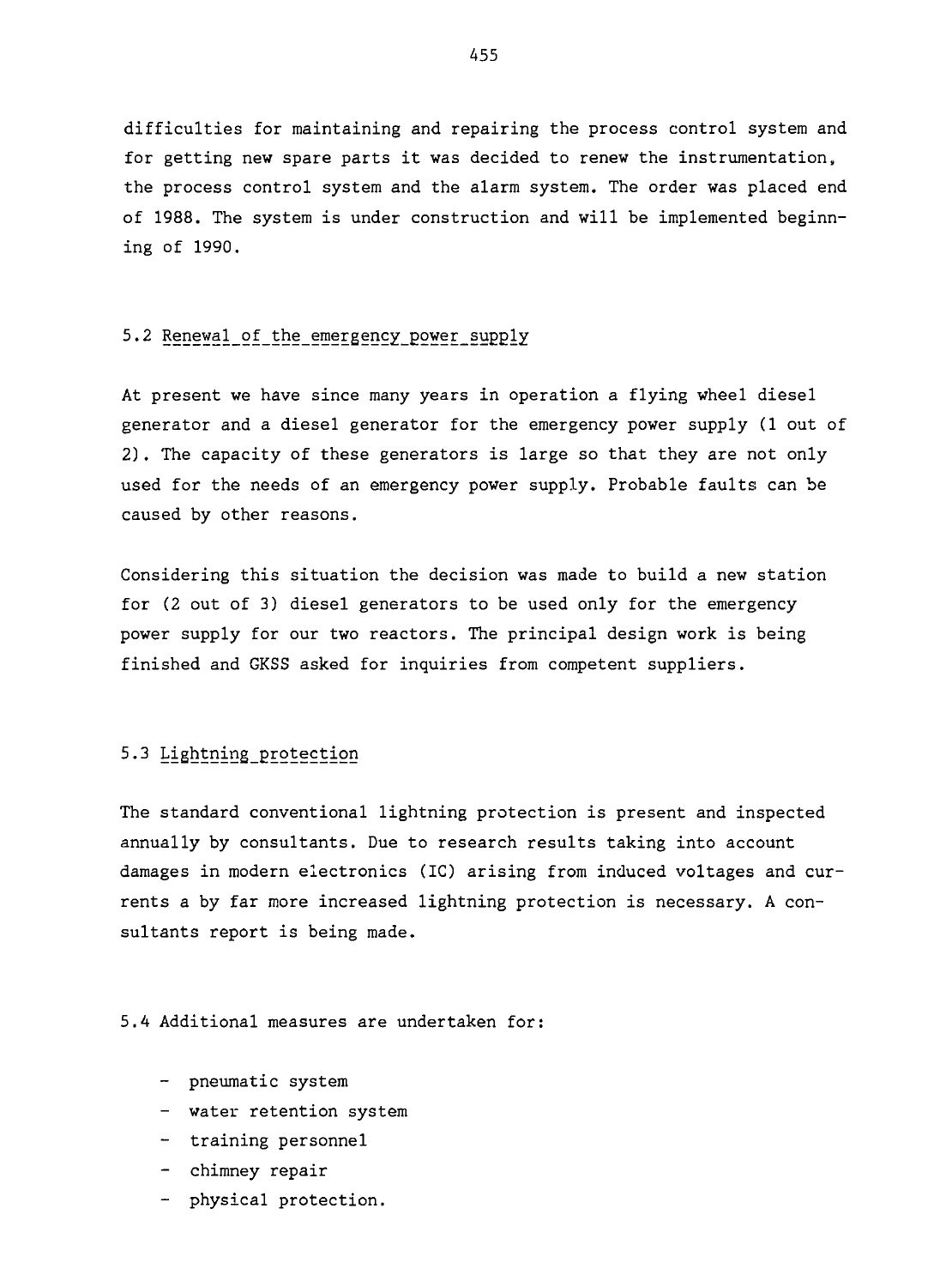difficulties for maintaining and repairing the process control system and for getting new spare parts it was decided to renew the instrumentation, the process control system and the alarm system. The order was placed end of 1988. The system is under construction and will be implemented beginning of 1990.

### 5.2 Renewal of the emergency power supply

At present we have since many years in operation a flying wheel diesel generator and a diesel generator for the emergency power supply (1 out of 2). The capacity of these generators is large so that they are not only used for the needs of an emergency power supply. Probable faults can be caused by other reasons.

Considering this situation the decision was made to build a new station for (2 out of 3) diesel generators to be used only for the emergency power supply for our two reactors. The principal design work is being finished and GKSS asked for inquiries from competent suppliers.

### 5.3 Lightning protection

The standard conventional lightning protection is present and inspected annually by consultants. Due to research results taking into account damages in modern electronics (IC) arising from induced voltages and currents a by far more increased lightning protection is necessary. A consultants report is being made.

5.4 Additional measures are undertaken for:

- pneumatic system
- water retention system
- training personnel
- chimney repair
- physical protection.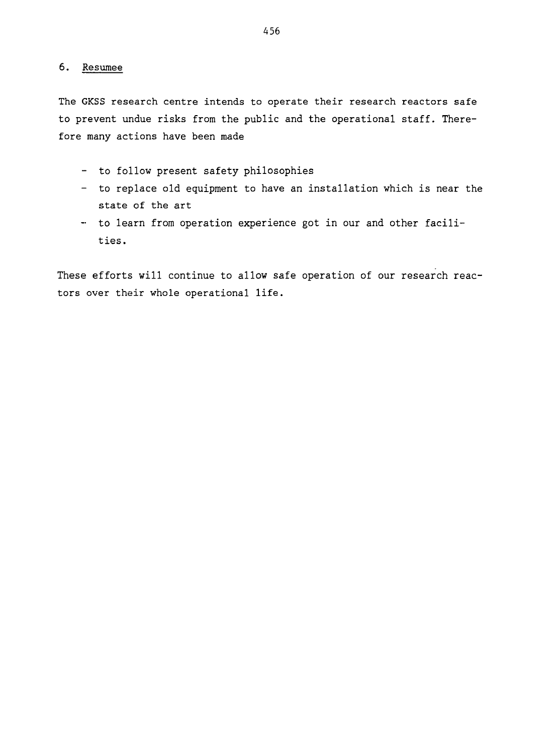## 6. Resumee

The GKSS research centre intends to operate their research reactors safe to prevent undue risks from the public and the operational staff. Therefore many actions have been made

- to follow present safety philosophies
- to replace old equipment to have an installation which is near the state of the art
- to learn from operation experience got in our and other facilities.

These efforts will continue to allow safe operation of our research reactors over their whole operational life.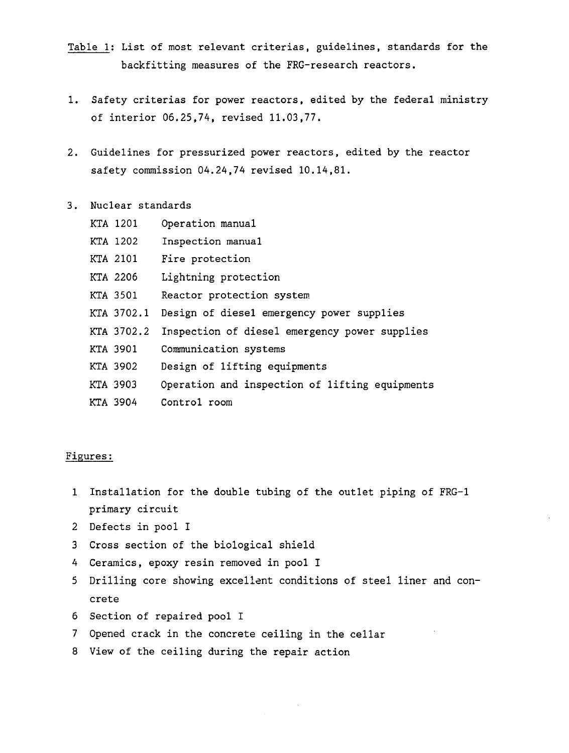Table 1: List of most relevant criterias, guidelines, standards for the backfitting measures of the FRG-research reactors.

1. Safety criterias for power reactors, edited by the federal ministry of interior 06.25,74, revised 11.03,77.

2. Guidelines for pressurized power reactors, edited by the reactor safety commission 04.24,74 revised 10.14,81.

3. Nuclear standards

| | |
|---|---|
| KTA 1201 | Operation manual |
| KTA 1202 | Inspection manual |
| KTA 2101 | Fire protection |
| KTA 2206 | Lightning protection |
| KTA 3501 | Reactor protection system |
| KTA 3702.1 | Design of diesel emergency power supplies |
| KTA 3702.2 | Inspection of diesel emergency power supplies |
| KTA 3901 | Communication systems |
| KTA 3902 | Design of lifting equipments |
| KTA 3903 | Operation and inspection of lifting equipments |
| KTA 3904 | Control room |

Figures:

1 Installation for the double tubing of the outlet piping of FRG-1 primary circuit

2 Defects in pool I

3 Cross section of the biological shield

4 Ceramics, epoxy resin removed in pool I

5 Drilling core showing excellent conditions of steel liner and concrete

6 Section of repaired pool I

7 Opened crack in the concrete ceiling in the cellar

8 View of the ceiling during the repair action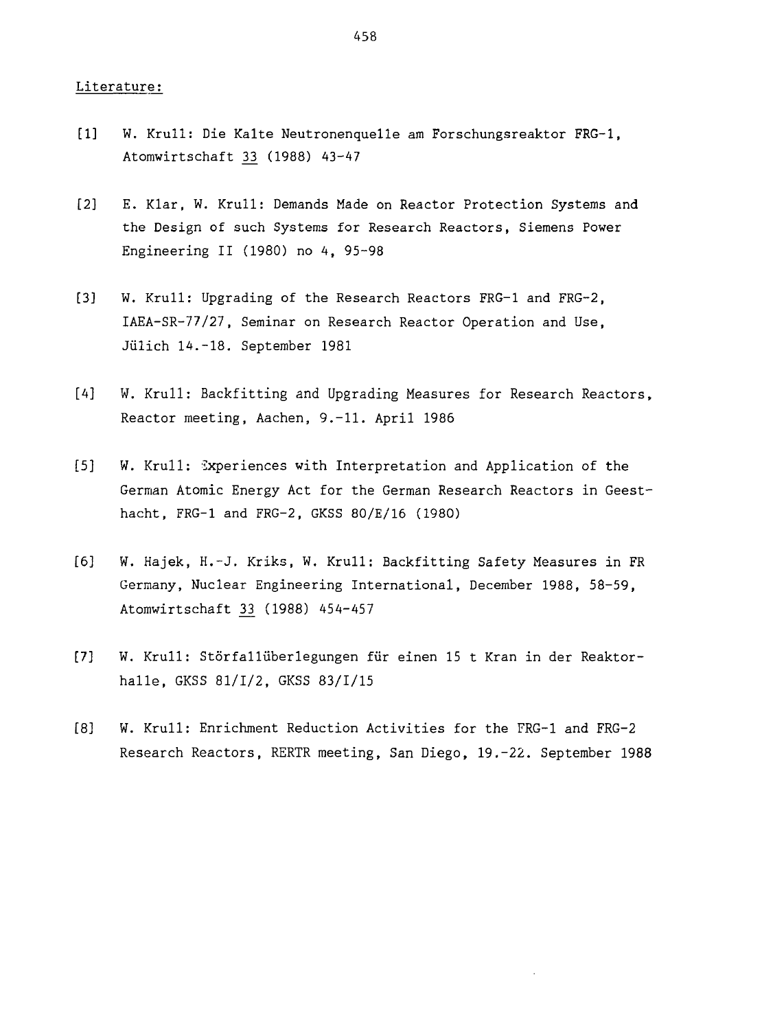Literature:

[1] W. Krull: Die Kalte Neutronenquelle am Forschungsreaktor FRG-1, Atomwirtschaft 33 (1988) 43-47

[2] E. Klar, W. Krull: Demands Made on Reactor Protection Systems and the Design of such Systems for Research Reactors, Siemens Power Engineering II (1980) no 4, 95-98

[3] W. Krull: Upgrading of the Research Reactors FRG-1 and FRG-2, IAEA-SR-77/27, Seminar on Research Reactor Operation and Use, Jülich 14.-18. September 1981

[4] W. Krull: Backfitting and Upgrading Measures for Research Reactors, Reactor meeting, Aachen, 9.-11. April 1986

[5] W. Krull: Experiences with Interpretation and Application of the German Atomic Energy Act for the German Research Reactors in Geesthacht, FRG-1 and FRG-2, GKSS 80/E/16 (1980)

[6] W. Hajek, H.-J. Kriks, W. Krull: Backfitting Safety Measures in FR Germany, Nuclear Engineering International, December 1988, 58-59, Atomwirtschaft 33 (1988) 454-457

[7] W. Krull: Störfallüberlegungen für einen 15 t Kran in der Reaktorhalle, GKSS 81/I/2, GKSS 83/I/15

[8] W. Krull: Enrichment Reduction Activities for the FRG-1 and FRG-2 Research Reactors, RERTR meeting, San Diego, 19.-22. September 1988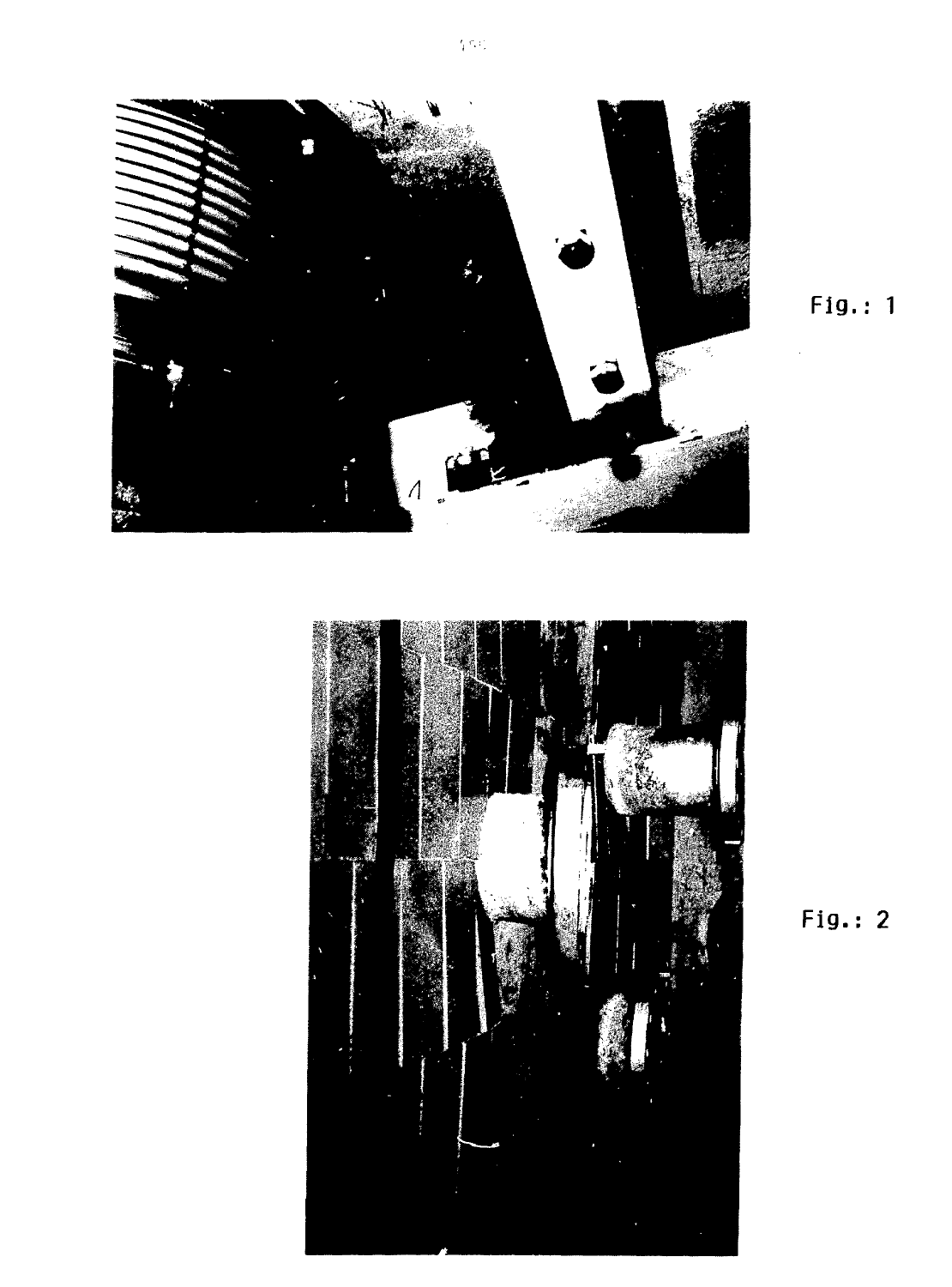Fig.: 1

Fig.: 2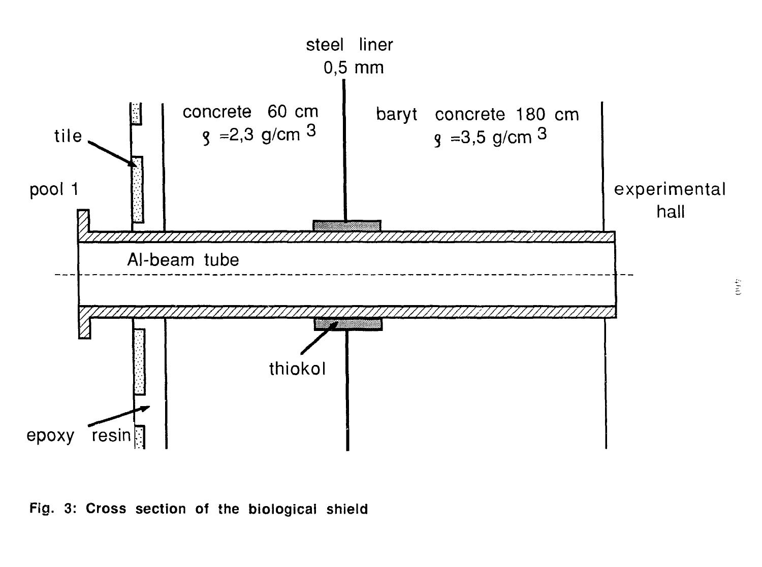steel liner
0,5 mm

concrete 60 cm
ϱ =2,3 g/cm 3

baryt concrete 180 cm
ϱ =3,5 g/cm 3

tile

pool 1

experimental
hall

Al-beam tube

thiokol

epoxy resin

**Fig. 3: Cross section of the biological shield**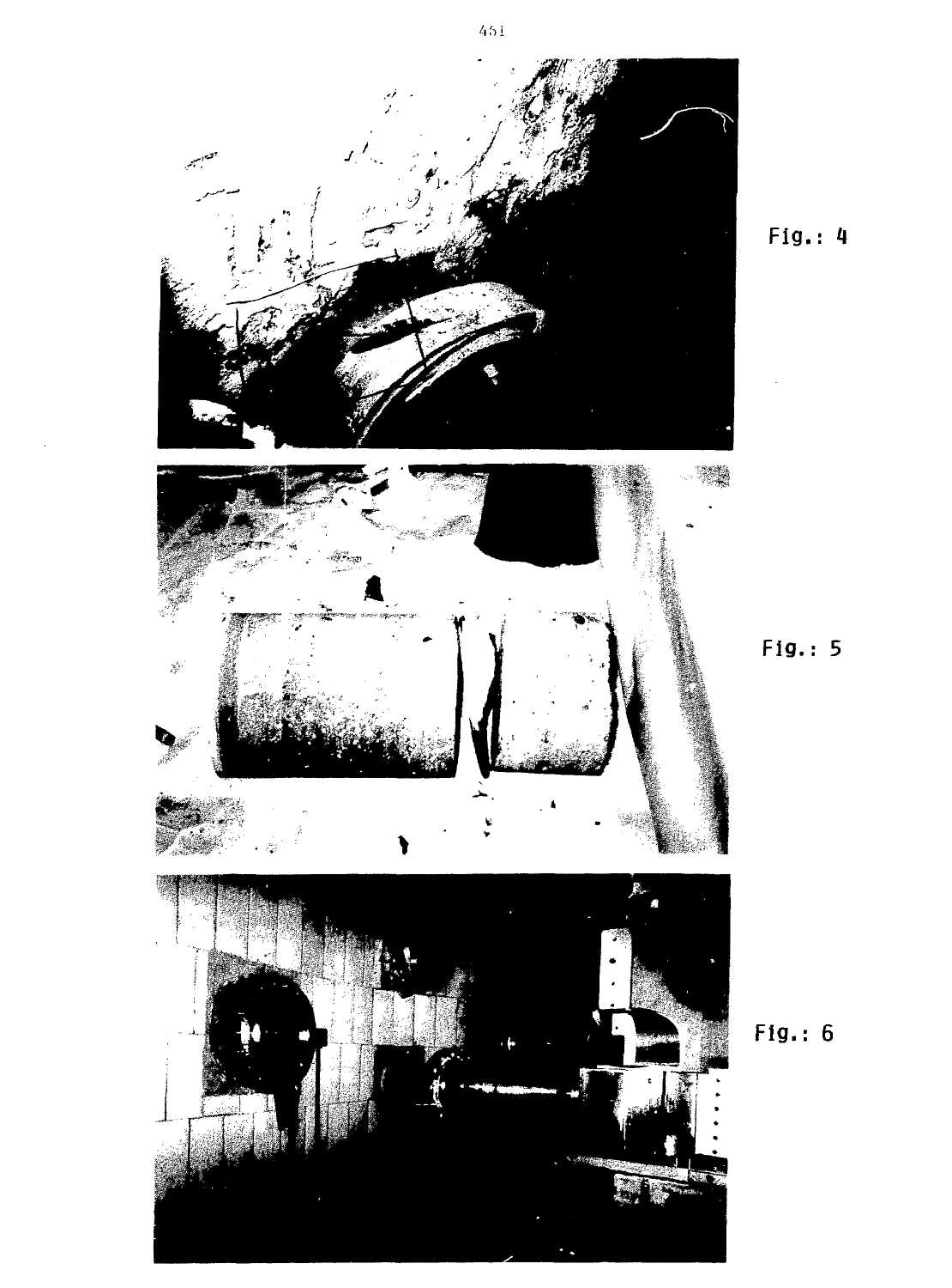Fig.: 4

Fig.: 5

Fig.: 6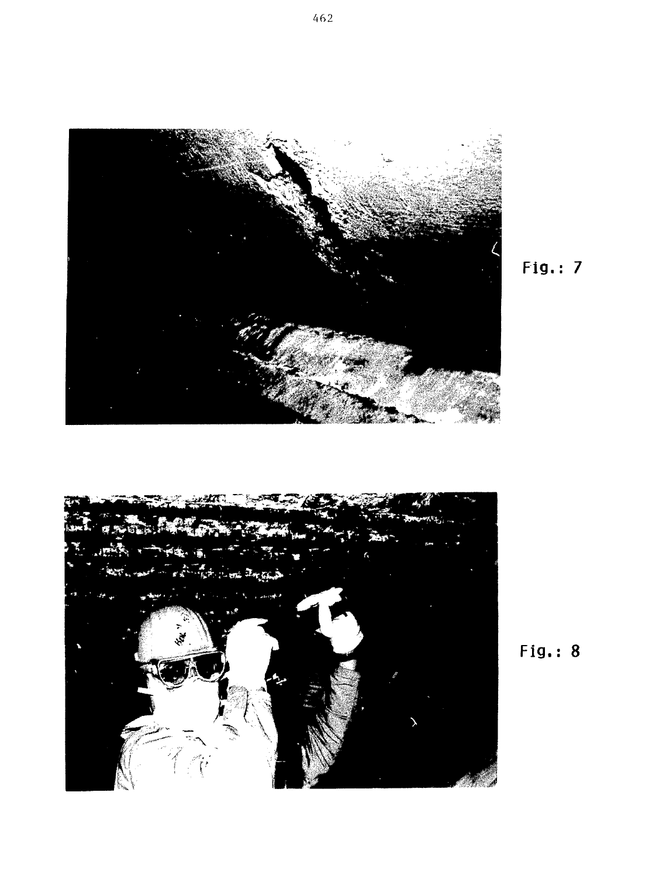Fig.: 7

Fig.: 8